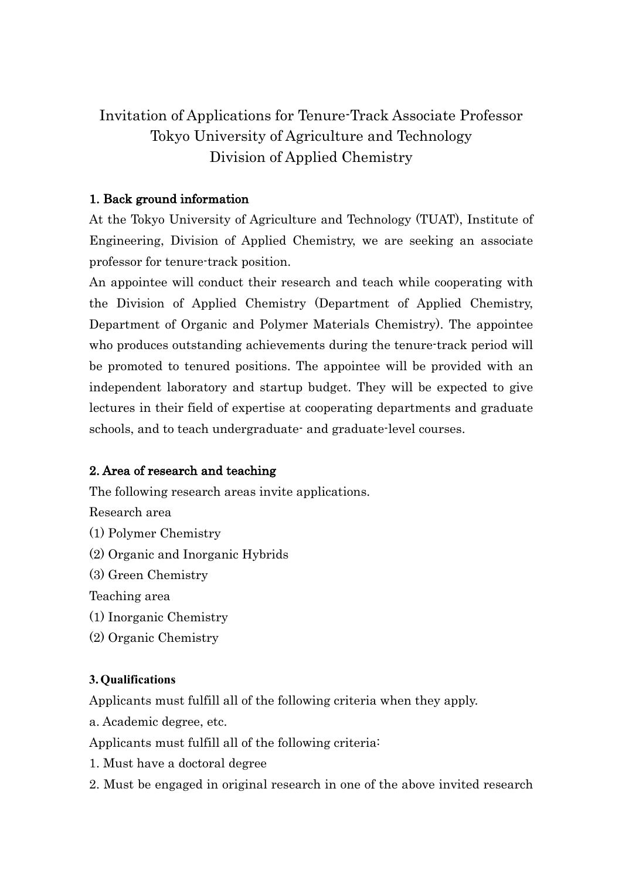# Invitation of Applications for Tenure-Track Associate Professor
# Tokyo University of Agriculture and Technology
# Division of Applied Chemistry

## 1. Back ground information

At the Tokyo University of Agriculture and Technology (TUAT), Institute of Engineering, Division of Applied Chemistry, we are seeking an associate professor for tenure-track position.

An appointee will conduct their research and teach while cooperating with the Division of Applied Chemistry (Department of Applied Chemistry, Department of Organic and Polymer Materials Chemistry). The appointee who produces outstanding achievements during the tenure-track period will be promoted to tenured positions. The appointee will be provided with an independent laboratory and startup budget. They will be expected to give lectures in their field of expertise at cooperating departments and graduate schools, and to teach undergraduate- and graduate-level courses.

## 2. Area of research and teaching

The following research areas invite applications.

Research area

(1) Polymer Chemistry

(2) Organic and Inorganic Hybrids

(3) Green Chemistry

Teaching area

(1) Inorganic Chemistry

(2) Organic Chemistry

## 3. Qualifications

Applicants must fulfill all of the following criteria when they apply.

a. Academic degree, etc.

Applicants must fulfill all of the following criteria:

1. Must have a doctoral degree

2. Must be engaged in original research in one of the above invited research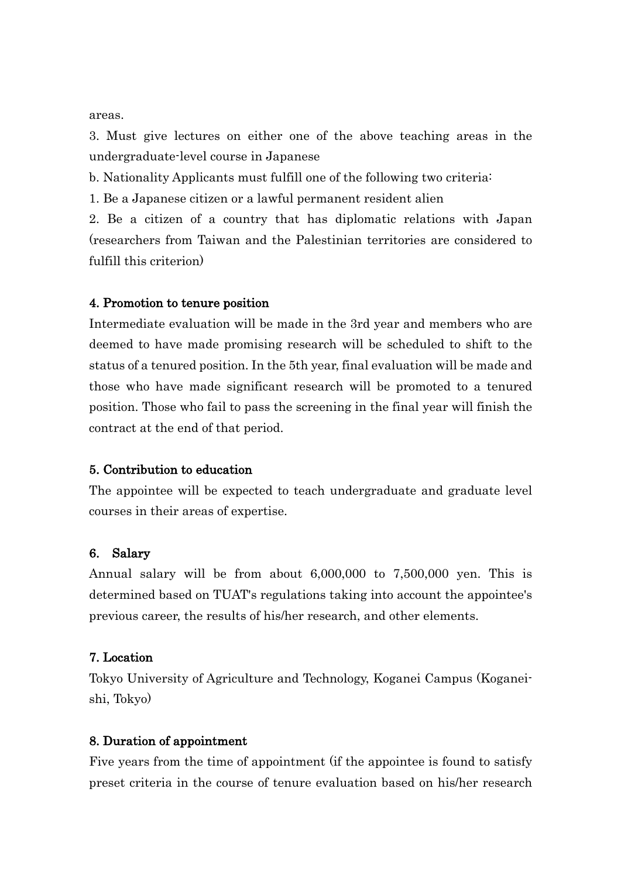areas.

3. Must give lectures on either one of the above teaching areas in the undergraduate-level course in Japanese

b. Nationality Applicants must fulfill one of the following two criteria:

1. Be a Japanese citizen or a lawful permanent resident alien

2. Be a citizen of a country that has diplomatic relations with Japan (researchers from Taiwan and the Palestinian territories are considered to fulfill this criterion)

### 4. Promotion to tenure position

Intermediate evaluation will be made in the 3rd year and members who are deemed to have made promising research will be scheduled to shift to the status of a tenured position. In the 5th year, final evaluation will be made and those who have made significant research will be promoted to a tenured position. Those who fail to pass the screening in the final year will finish the contract at the end of that period.

### 5. Contribution to education

The appointee will be expected to teach undergraduate and graduate level courses in their areas of expertise.

### 6. Salary

Annual salary will be from about 6,000,000 to 7,500,000 yen. This is determined based on TUAT's regulations taking into account the appointee's previous career, the results of his/her research, and other elements.

### 7. Location

Tokyo University of Agriculture and Technology, Koganei Campus (Koganei-shi, Tokyo)

### 8. Duration of appointment

Five years from the time of appointment (if the appointee is found to satisfy preset criteria in the course of tenure evaluation based on his/her research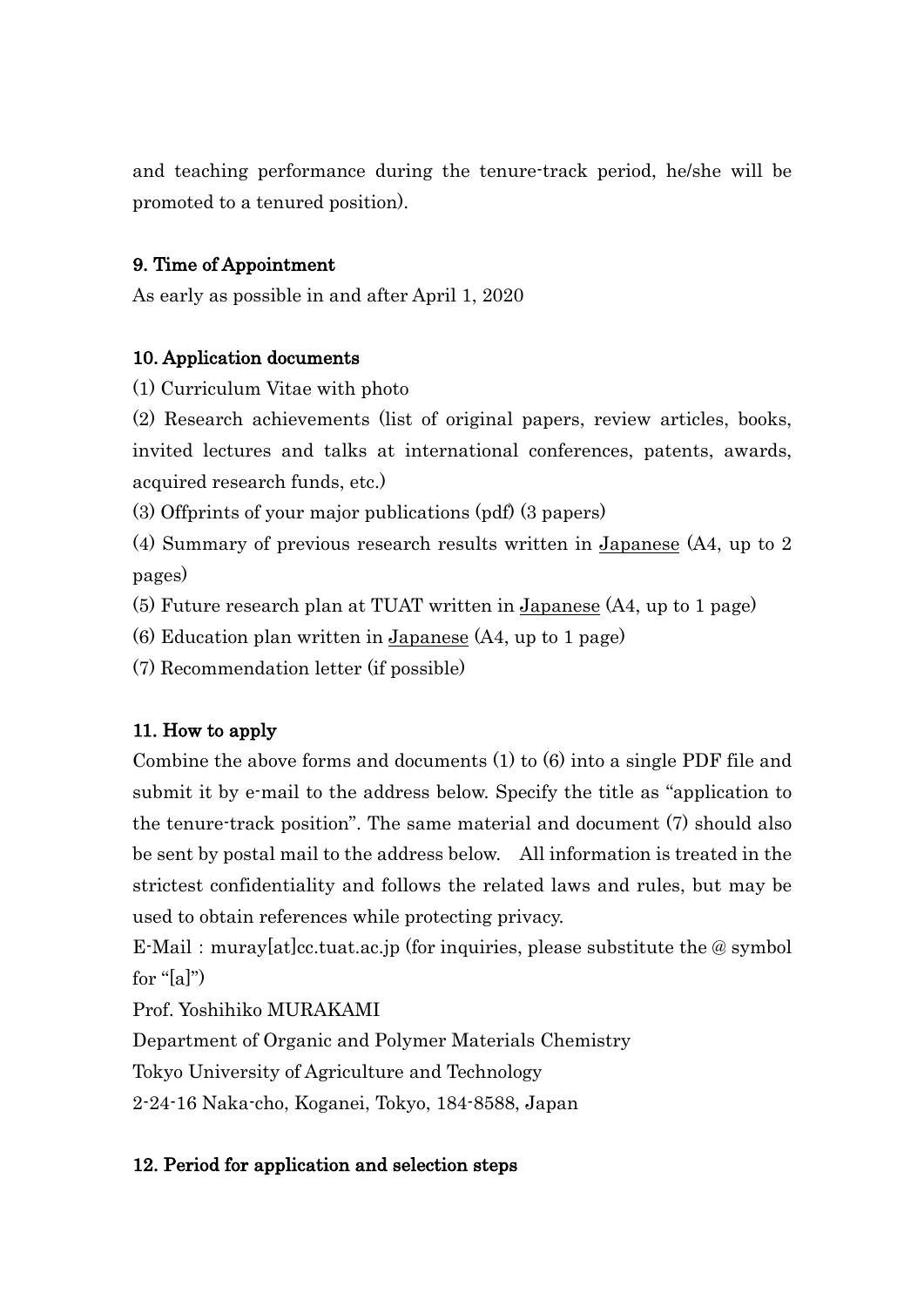and teaching performance during the tenure-track period, he/she will be promoted to a tenured position).

### 9. Time of Appointment

As early as possible in and after April 1, 2020

### 10. Application documents

(1) Curriculum Vitae with photo

(2) Research achievements (list of original papers, review articles, books, invited lectures and talks at international conferences, patents, awards, acquired research funds, etc.)

(3) Offprints of your major publications (pdf) (3 papers)

(4) Summary of previous research results written in <u>Japanese</u> (A4, up to 2 pages)

(5) Future research plan at TUAT written in <u>Japanese</u> (A4, up to 1 page)

(6) Education plan written in <u>Japanese</u> (A4, up to 1 page)

(7) Recommendation letter (if possible)

### 11. How to apply

Combine the above forms and documents (1) to (6) into a single PDF file and submit it by e-mail to the address below. Specify the title as "application to the tenure-track position". The same material and document (7) should also be sent by postal mail to the address below. All information is treated in the strictest confidentiality and follows the related laws and rules, but may be used to obtain references while protecting privacy.

E-Mail : muray[at]cc.tuat.ac.jp (for inquiries, please substitute the @ symbol for "[a]")

Prof. Yoshihiko MURAKAMI

Department of Organic and Polymer Materials Chemistry

Tokyo University of Agriculture and Technology

2-24-16 Naka-cho, Koganei, Tokyo, 184-8588, Japan

### 12. Period for application and selection steps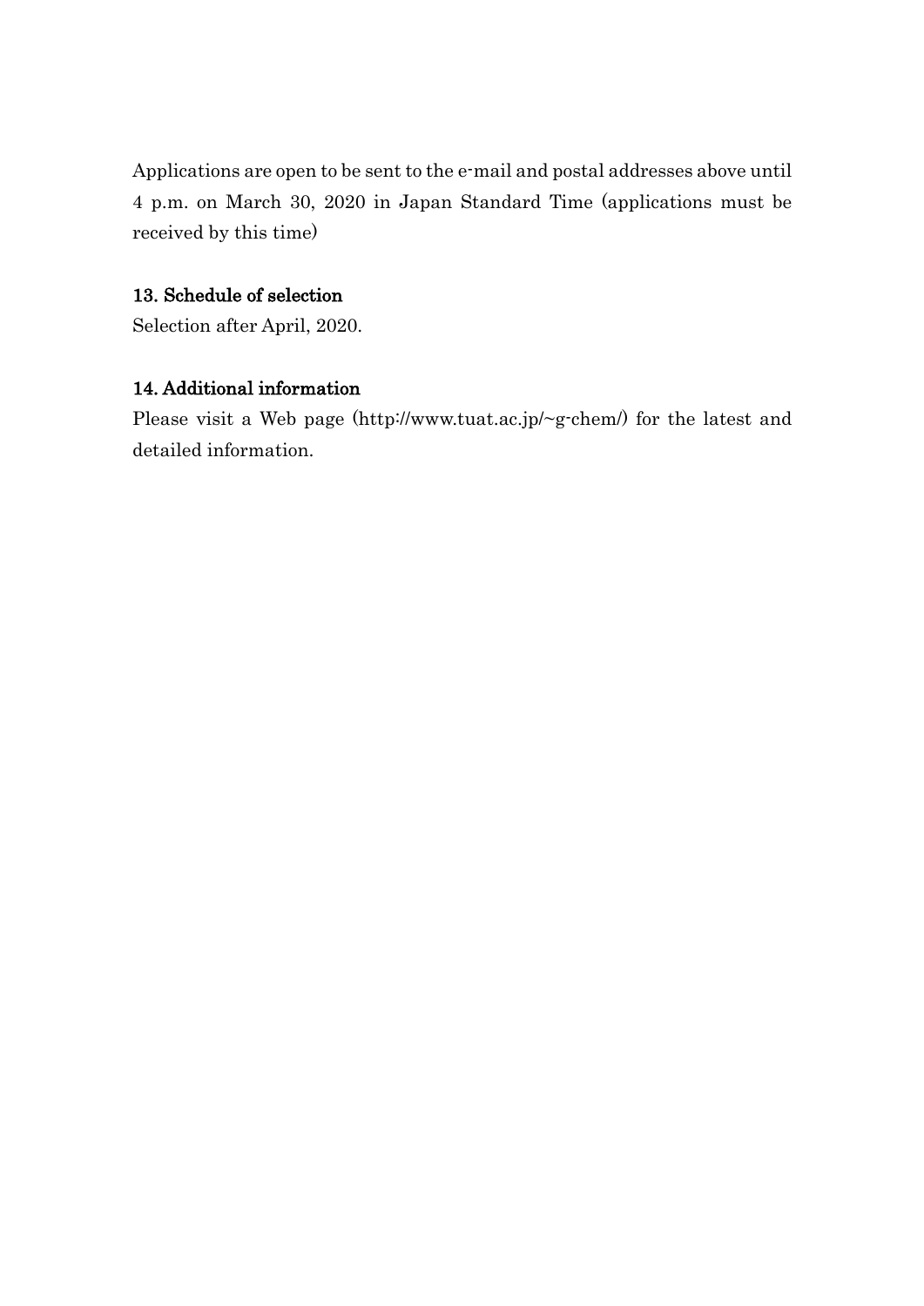Applications are open to be sent to the e-mail and postal addresses above until 4 p.m. on March 30, 2020 in Japan Standard Time (applications must be received by this time)

## 13. Schedule of selection

Selection after April, 2020.

## 14. Additional information

Please visit a Web page (http://www.tuat.ac.jp/~g-chem/) for the latest and detailed information.